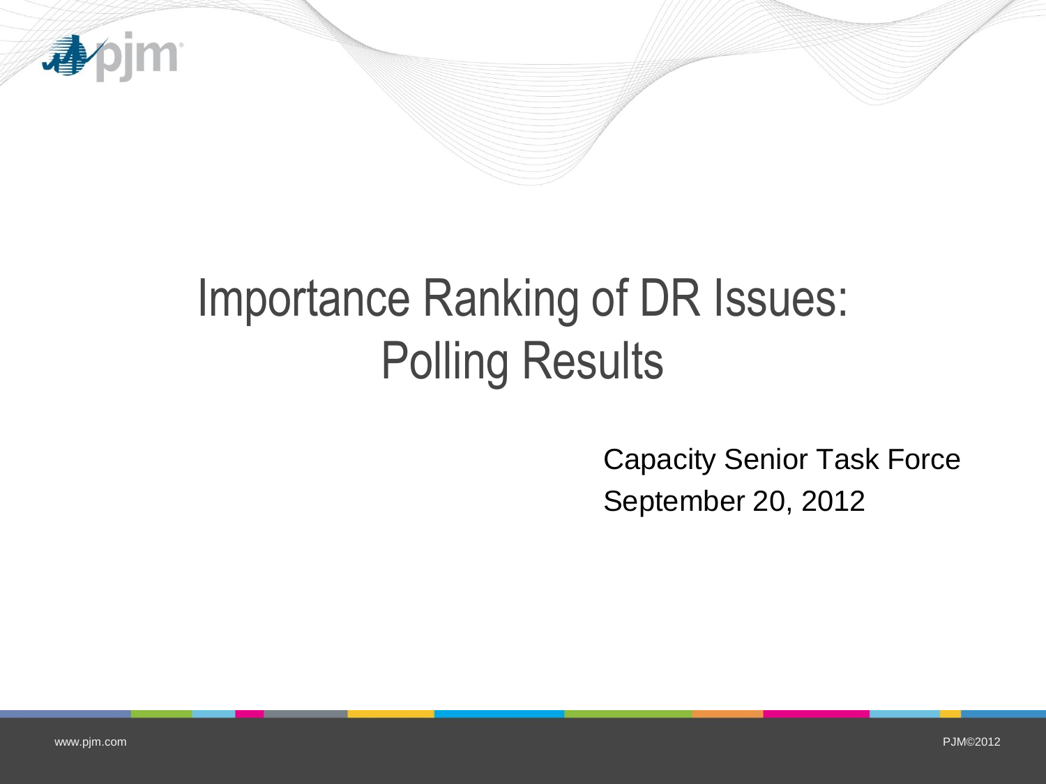# Importance Ranking of DR Issues: Polling Results

Capacity Senior Task Force

September 20, 2012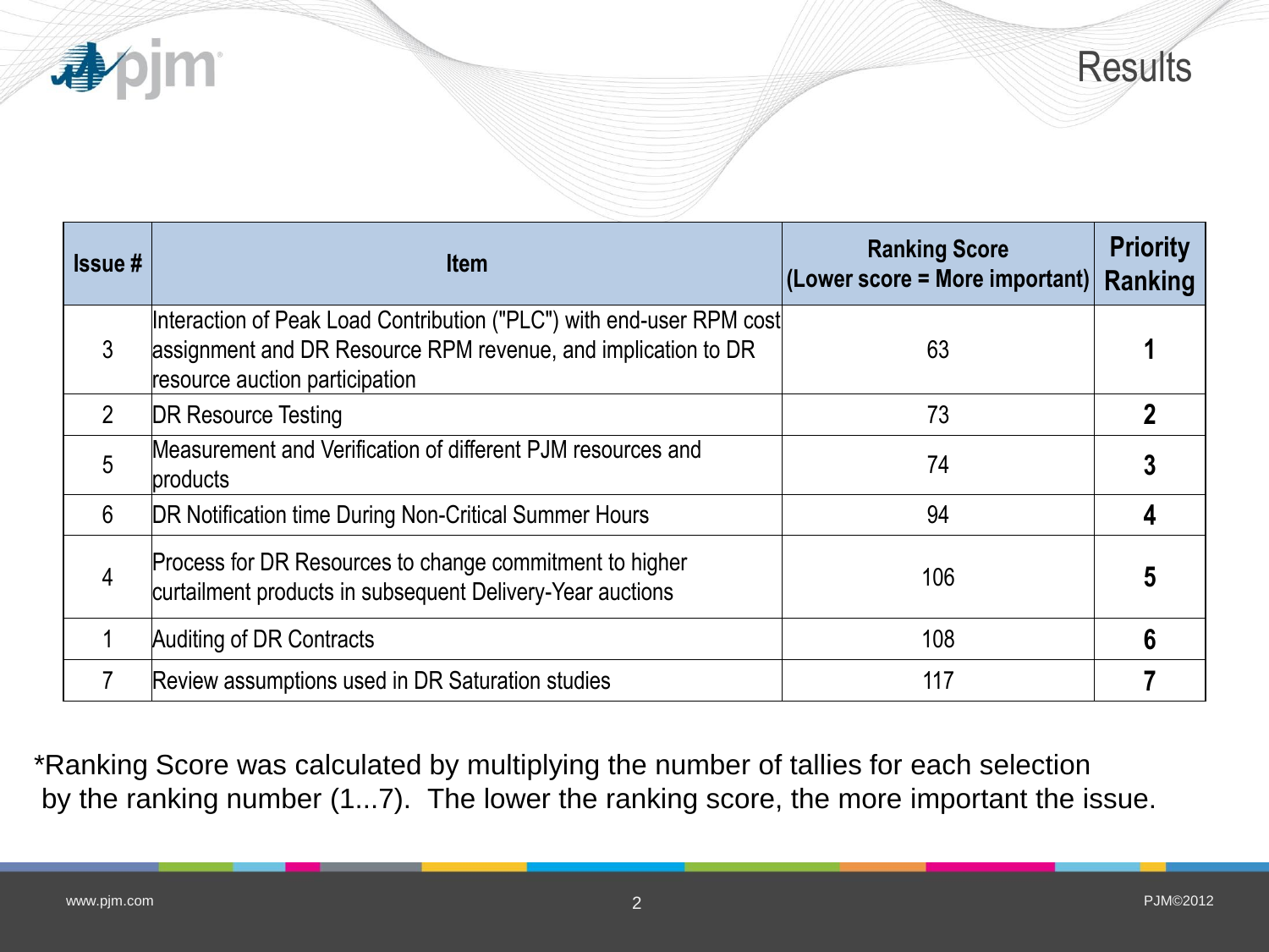# Results

| Issue # | Item | Ranking Score (Lower score = More important) | Priority Ranking |
|---|---|---|---|
| 3 | Interaction of Peak Load Contribution ("PLC") with end-user RPM cost assignment and DR Resource RPM revenue, and implication to DR resource auction participation | 63 | **1** |
| 2 | DR Resource Testing | 73 | **2** |
| 5 | Measurement and Verification of different PJM resources and products | 74 | **3** |
| 6 | DR Notification time During Non-Critical Summer Hours | 94 | **4** |
| 4 | Process for DR Resources to change commitment to higher curtailment products in subsequent Delivery-Year auctions | 106 | **5** |
| 1 | Auditing of DR Contracts | 108 | **6** |
| 7 | Review assumptions used in DR Saturation studies | 117 | **7** |

*Ranking Score was calculated by multiplying the number of tallies for each selection by the ranking number (1...7). The lower the ranking score, the more important the issue.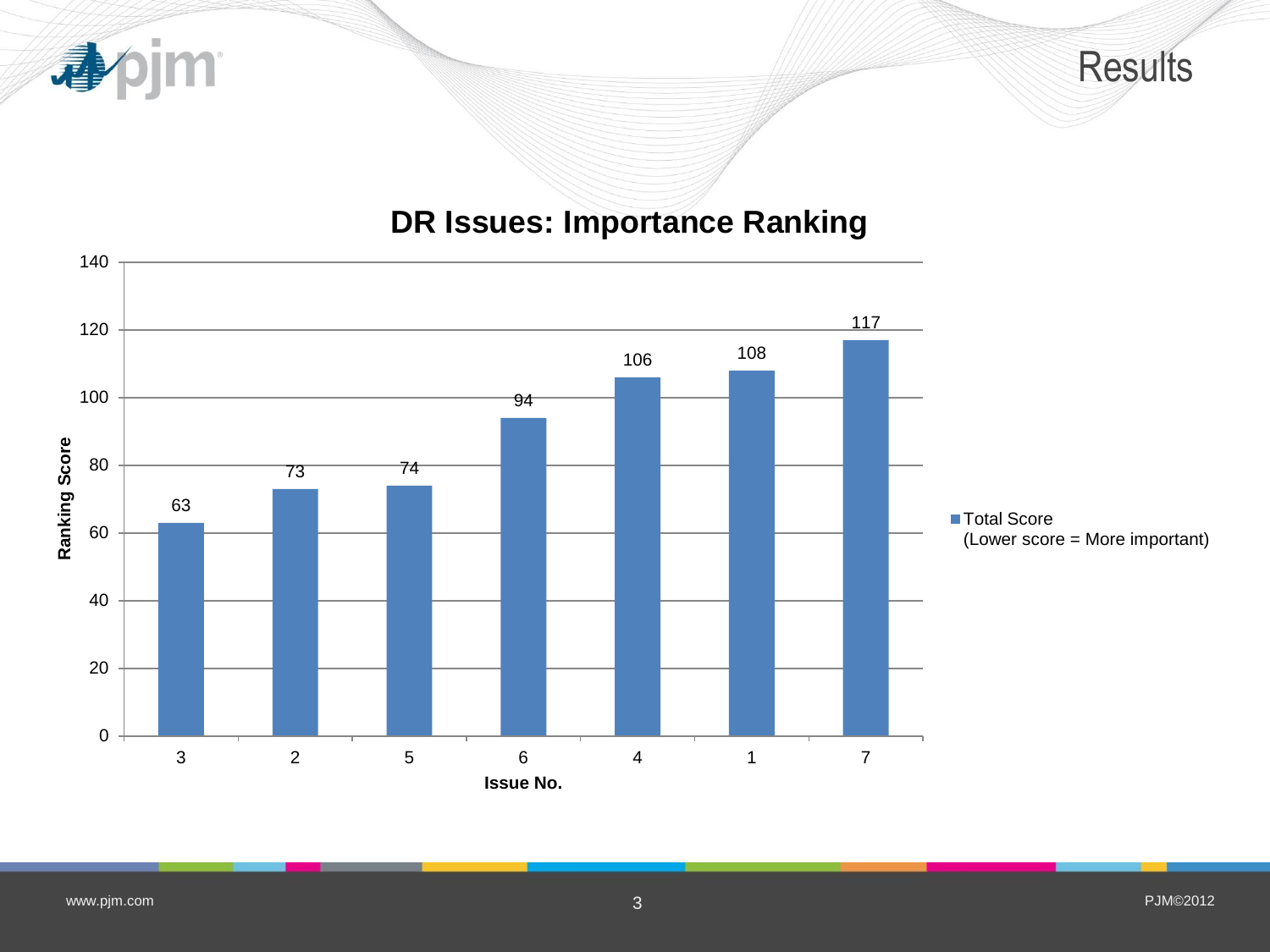# Results

## DR Issues: Importance Ranking

| Issue No. | Total Score (Lower score = More important) |
|---|---|
| 3 | 63 |
| 2 | 73 |
| 5 | 74 |
| 6 | 94 |
| 4 | 106 |
| 1 | 108 |
| 7 | 117 |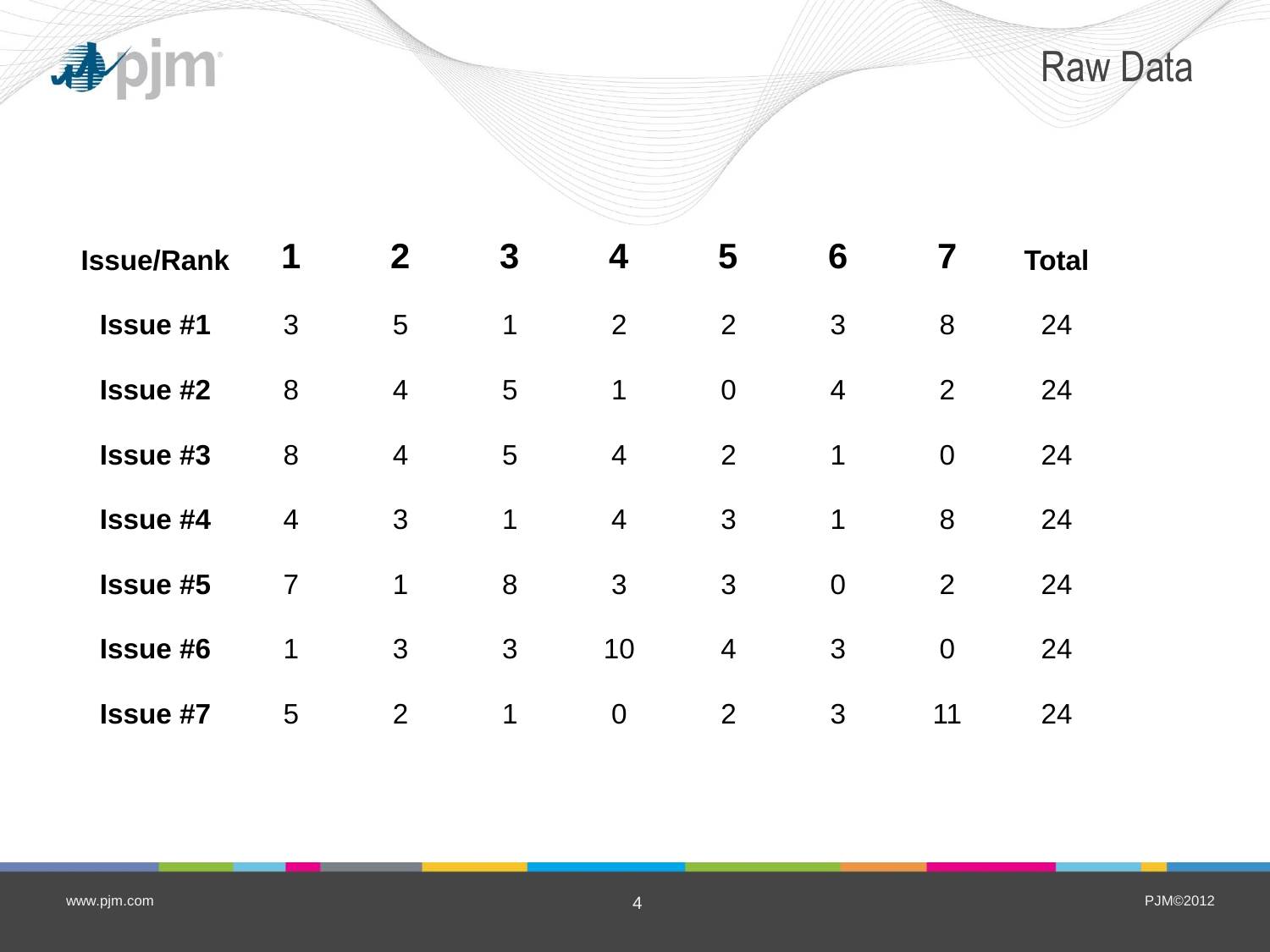# Raw Data

| Issue/Rank | 1 | 2 | 3 | 4 | 5 | 6 | 7 | Total |
|---|---|---|---|---|---|---|---|---|
| Issue #1 | 3 | 5 | 1 | 2 | 2 | 3 | 8 | 24 |
| Issue #2 | 8 | 4 | 5 | 1 | 0 | 4 | 2 | 24 |
| Issue #3 | 8 | 4 | 5 | 4 | 2 | 1 | 0 | 24 |
| Issue #4 | 4 | 3 | 1 | 4 | 3 | 1 | 8 | 24 |
| Issue #5 | 7 | 1 | 8 | 3 | 3 | 0 | 2 | 24 |
| Issue #6 | 1 | 3 | 3 | 10 | 4 | 3 | 0 | 24 |
| Issue #7 | 5 | 2 | 1 | 0 | 2 | 3 | 11 | 24 |